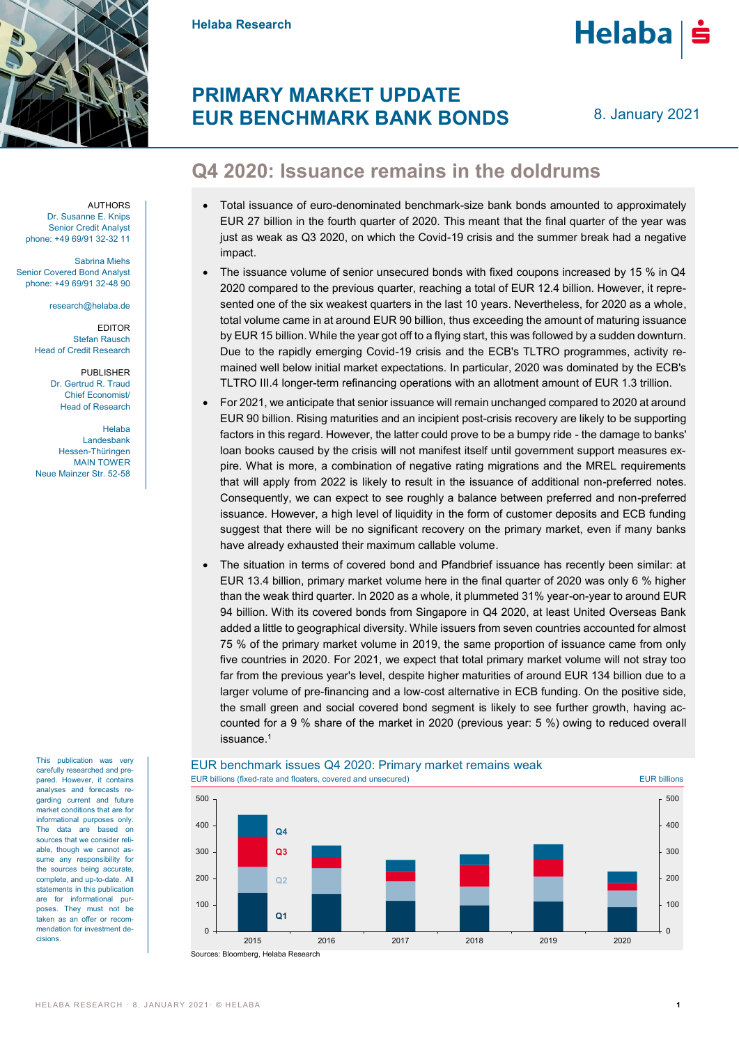Helaba Research

# PRIMARY MARKET UPDATE EUR BENCHMARK BANK BONDS

8. January 2021

AUTHORS
Dr. Susanne E. Knips
Senior Credit Analyst
phone: +49 69/91 32-32 11

Sabrina Miehs
Senior Covered Bond Analyst
phone: +49 69/91 32-48 90

research@helaba.de

EDITOR
Stefan Rausch
Head of Credit Research

PUBLISHER
Dr. Gertrud R. Traud
Chief Economist/
Head of Research

Helaba
Landesbank
Hessen-Thüringen
MAIN TOWER
Neue Mainzer Str. 52-58

## Q4 2020: Issuance remains in the doldrums

- Total issuance of euro-denominated benchmark-size bank bonds amounted to approximately EUR 27 billion in the fourth quarter of 2020. This meant that the final quarter of the year was just as weak as Q3 2020, on which the Covid-19 crisis and the summer break had a negative impact.
- The issuance volume of senior unsecured bonds with fixed coupons increased by 15 % in Q4 2020 compared to the previous quarter, reaching a total of EUR 12.4 billion. However, it represented one of the six weakest quarters in the last 10 years. Nevertheless, for 2020 as a whole, total volume came in at around EUR 90 billion, thus exceeding the amount of maturing issuance by EUR 15 billion. While the year got off to a flying start, this was followed by a sudden downturn. Due to the rapidly emerging Covid-19 crisis and the ECB's TLTRO programmes, activity remained well below initial market expectations. In particular, 2020 was dominated by the ECB's TLTRO III.4 longer-term refinancing operations with an allotment amount of EUR 1.3 trillion.
- For 2021, we anticipate that senior issuance will remain unchanged compared to 2020 at around EUR 90 billion. Rising maturities and an incipient post-crisis recovery are likely to be supporting factors in this regard. However, the latter could prove to be a bumpy ride - the damage to banks' loan books caused by the crisis will not manifest itself until government support measures expire. What is more, a combination of negative rating migrations and the MREL requirements that will apply from 2022 is likely to result in the issuance of additional non-preferred notes. Consequently, we can expect to see roughly a balance between preferred and non-preferred issuance. However, a high level of liquidity in the form of customer deposits and ECB funding suggest that there will be no significant recovery on the primary market, even if many banks have already exhausted their maximum callable volume.
- The situation in terms of covered bond and Pfandbrief issuance has recently been similar: at EUR 13.4 billion, primary market volume here in the final quarter of 2020 was only 6 % higher than the weak third quarter. In 2020 as a whole, it plummeted 31% year-on-year to around EUR 94 billion. With its covered bonds from Singapore in Q4 2020, at least United Overseas Bank added a little to geographical diversity. While issuers from seven countries accounted for almost 75 % of the primary market volume in 2019, the same proportion of issuance came from only five countries in 2020. For 2021, we expect that total primary market volume will not stray too far from the previous year's level, despite higher maturities of around EUR 134 billion due to a larger volume of pre-financing and a low-cost alternative in ECB funding. On the positive side, the small green and social covered bond segment is likely to see further growth, having accounted for a 9 % share of the market in 2020 (previous year: 5 %) owing to reduced overall issuance.[1]

**EUR benchmark issues Q4 2020: Primary market remains weak**

EUR billions (fixed-rate and floaters, covered and unsecured)

Stacked bar chart (Q1, Q2, Q3, Q4) for 2015–2020, axis 0–500 EUR billions.

Sources: Bloomberg, Helaba Research

This publication was very carefully researched and prepared. However, it contains analyses and forecasts regarding current and future market conditions that are for informational purposes only. The data are based on sources that we consider reliable, though we cannot assume any responsibility for the sources being accurate, complete, and up-to-date. All statements in this publication are for informational purposes. They must not be taken as an offer or recommendation for investment decisions.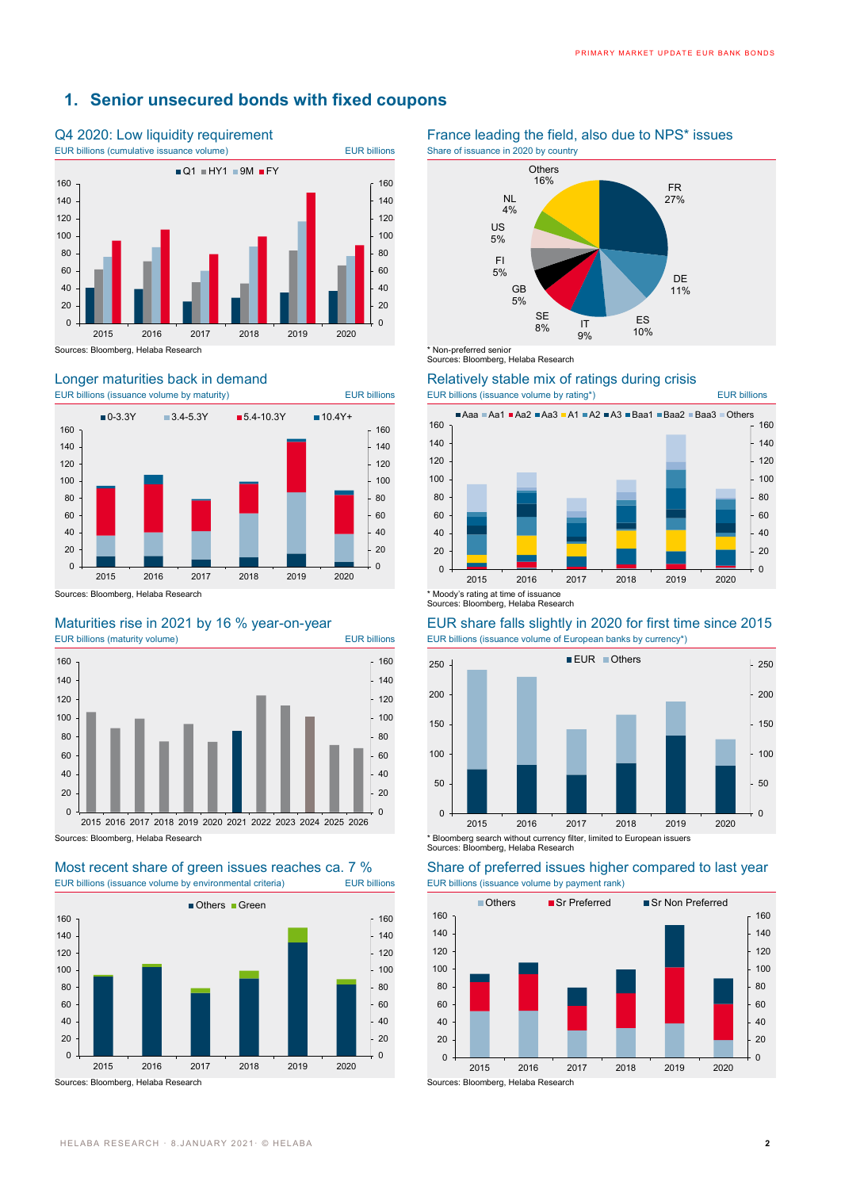## 1. Senior unsecured bonds with fixed coupons

### Q4 2020: Low liquidity requirement

EUR billions (cumulative issuance volume) EUR billions

Q1 HY1 9M FY

Sources: Bloomberg, Helaba Research

### France leading the field, also due to NPS* issues

Share of issuance in 2020 by country

FR 27%, DE 11%, ES 10%, IT 9%, SE 8%, GB 5%, FI 5%, US 5%, NL 4%, Others 16%

\* Non-preferred senior
Sources: Bloomberg, Helaba Research

### Longer maturities back in demand

EUR billions (issuance volume by maturity) EUR billions

0-3.3Y 3.4-5.3Y 5.4-10.3Y 10.4Y+

Sources: Bloomberg, Helaba Research

### Relatively stable mix of ratings during crisis

EUR billions (issuance volume by rating*) EUR billions

Aaa Aa1 Aa2 Aa3 A1 A2 A3 Baa1 Baa2 Baa3 Others

\* Moody's rating at time of issuance
Sources: Bloomberg, Helaba Research

### Maturities rise in 2021 by 16 % year-on-year

EUR billions (maturity volume) EUR billions

Sources: Bloomberg, Helaba Research

### EUR share falls slightly in 2020 for first time since 2015

EUR billions (issuance volume of European banks by currency*)

EUR Others

\* Bloomberg search without currency filter, limited to European issuers
Sources: Bloomberg, Helaba Research

### Most recent share of green issues reaches ca. 7 %

EUR billions (issuance volume by environmental criteria) EUR billions

Others Green

Sources: Bloomberg, Helaba Research

### Share of preferred issues higher compared to last year

EUR billions (issuance volume by payment rank)

Others Sr Preferred Sr Non Preferred

Sources: Bloomberg, Helaba Research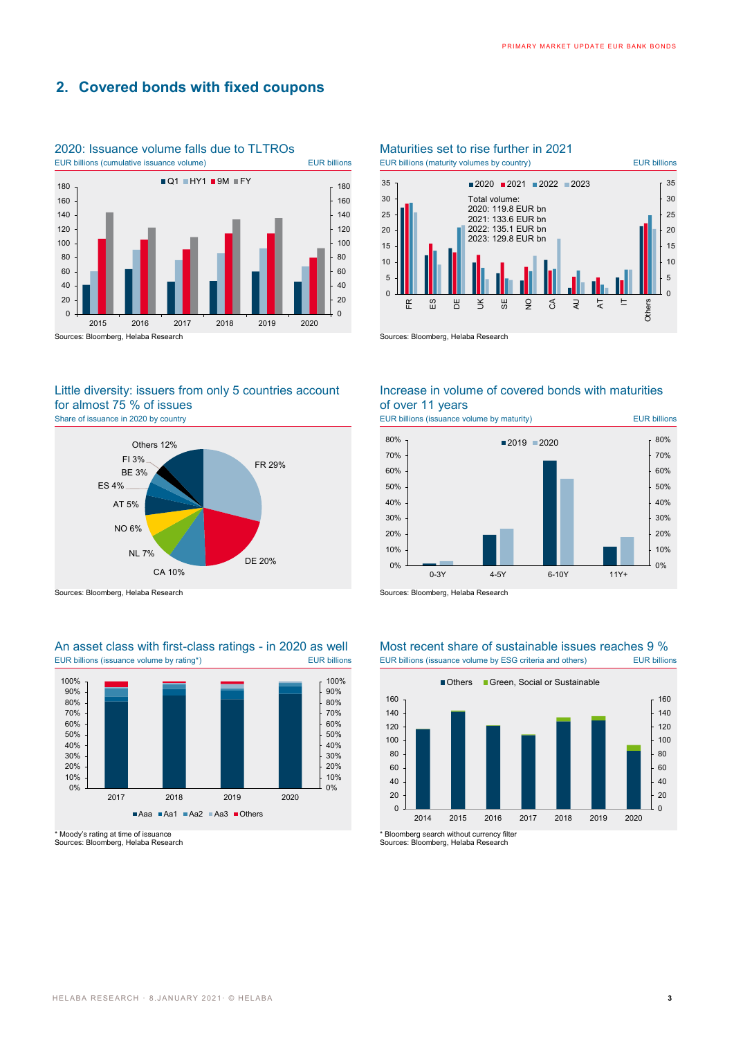## 2. Covered bonds with fixed coupons

### 2020: Issuance volume falls due to TLTROs

EUR billions (cumulative issuance volume) EUR billions

Sources: Bloomberg, Helaba Research

### Maturities set to rise further in 2021

EUR billions (maturity volumes by country) EUR billions

Total volume:
2020: 119.8 EUR bn
2021: 133.6 EUR bn
2022: 135.1 EUR bn
2023: 129.8 EUR bn

Sources: Bloomberg, Helaba Research

### Little diversity: issuers from only 5 countries account for almost 75 % of issues

Share of issuance in 2020 by country

FR 29%, DE 20%, CA 10%, NL 7%, NO 6%, AT 5%, ES 4%, BE 3%, FI 3%, Others 12%

Sources: Bloomberg, Helaba Research

### Increase in volume of covered bonds with maturities of over 11 years

EUR billions (issuance volume by maturity) EUR billions

Sources: Bloomberg, Helaba Research

### An asset class with first-class ratings - in 2020 as well

EUR billions (issuance volume by rating*) EUR billions

\* Moody's rating at time of issuance
Sources: Bloomberg, Helaba Research

### Most recent share of sustainable issues reaches 9 %

EUR billions (issuance volume by ESG criteria and others) EUR billions

\* Bloomberg search without currency filter
Sources: Bloomberg, Helaba Research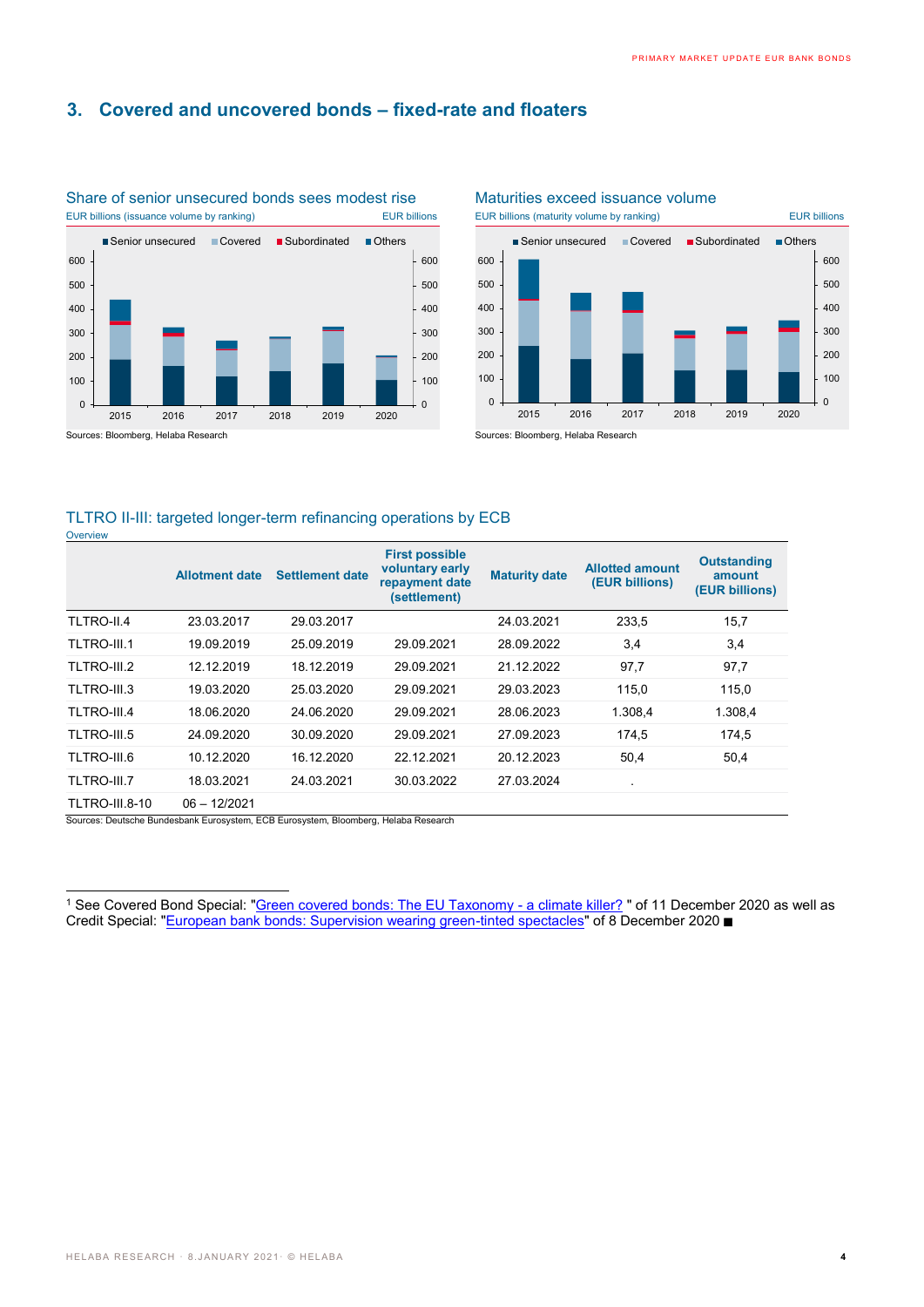## 3. Covered and uncovered bonds – fixed-rate and floaters

Share of senior unsecured bonds sees modest rise

EUR billions (issuance volume by ranking)

EUR billions

Senior unsecured
Covered
Subordinated
Others

0
100
200
300
400
500
600

2015
2016
2017
2018
2019
2020

Sources: Bloomberg, Helaba Research

Maturities exceed issuance volume

EUR billions (maturity volume by ranking)

EUR billions

Senior unsecured
Covered
Subordinated
Others

0
100
200
300
400
500
600

2015
2016
2017
2018
2019
2020

Sources: Bloomberg, Helaba Research

TLTRO II-III: targeted longer-term refinancing operations by ECB

Overview

| | Allotment date | Settlement date | First possible voluntary early repayment date (settlement) | Maturity date | Allotted amount (EUR billions) | Outstanding amount (EUR billions) |
|---|---|---|---|---|---|---|
| TLTRO-II.4 | 23.03.2017 | 29.03.2017 | | 24.03.2021 | 233,5 | 15,7 |
| TLTRO-III.1 | 19.09.2019 | 25.09.2019 | 29.09.2021 | 28.09.2022 | 3,4 | 3,4 |
| TLTRO-III.2 | 12.12.2019 | 18.12.2019 | 29.09.2021 | 21.12.2022 | 97,7 | 97,7 |
| TLTRO-III.3 | 19.03.2020 | 25.03.2020 | 29.09.2021 | 29.03.2023 | 115,0 | 115,0 |
| TLTRO-III.4 | 18.06.2020 | 24.06.2020 | 29.09.2021 | 28.06.2023 | 1.308,4 | 1.308,4 |
| TLTRO-III.5 | 24.09.2020 | 30.09.2020 | 29.09.2021 | 27.09.2023 | 174,5 | 174,5 |
| TLTRO-III.6 | 10.12.2020 | 16.12.2020 | 22.12.2021 | 20.12.2023 | 50,4 | 50,4 |
| TLTRO-III.7 | 18.03.2021 | 24.03.2021 | 30.03.2022 | 27.03.2024 | . | |
| TLTRO-III.8-10 | 06 – 12/2021 | | | | | |

Sources: Deutsche Bundesbank Eurosystem, ECB Eurosystem, Bloomberg, Helaba Research

---

[1] See Covered Bond Special: "Green covered bonds: The EU Taxonomy - a climate killer? " of 11 December 2020 as well as Credit Special: "European bank bonds: Supervision wearing green-tinted spectacles" of 8 December 2020 ■